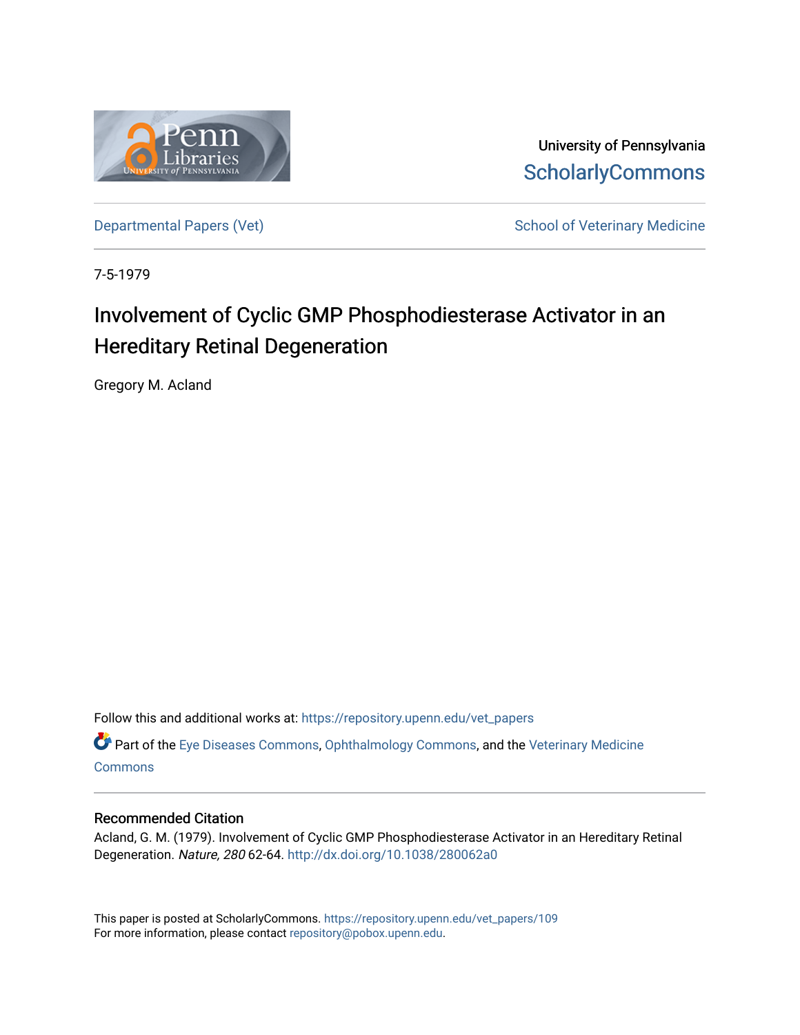University of Pennsylvania
ScholarlyCommons

Departmental Papers (Vet)

School of Veterinary Medicine

7-5-1979

# Involvement of Cyclic GMP Phosphodiesterase Activator in an Hereditary Retinal Degeneration

Gregory M. Acland

Follow this and additional works at: https://repository.upenn.edu/vet_papers

Part of the Eye Diseases Commons, Ophthalmology Commons, and the Veterinary Medicine Commons

## Recommended Citation

Acland, G. M. (1979). Involvement of Cyclic GMP Phosphodiesterase Activator in an Hereditary Retinal Degeneration. *Nature, 280* 62-64. http://dx.doi.org/10.1038/280062a0

This paper is posted at ScholarlyCommons. https://repository.upenn.edu/vet_papers/109
For more information, please contact repository@pobox.upenn.edu.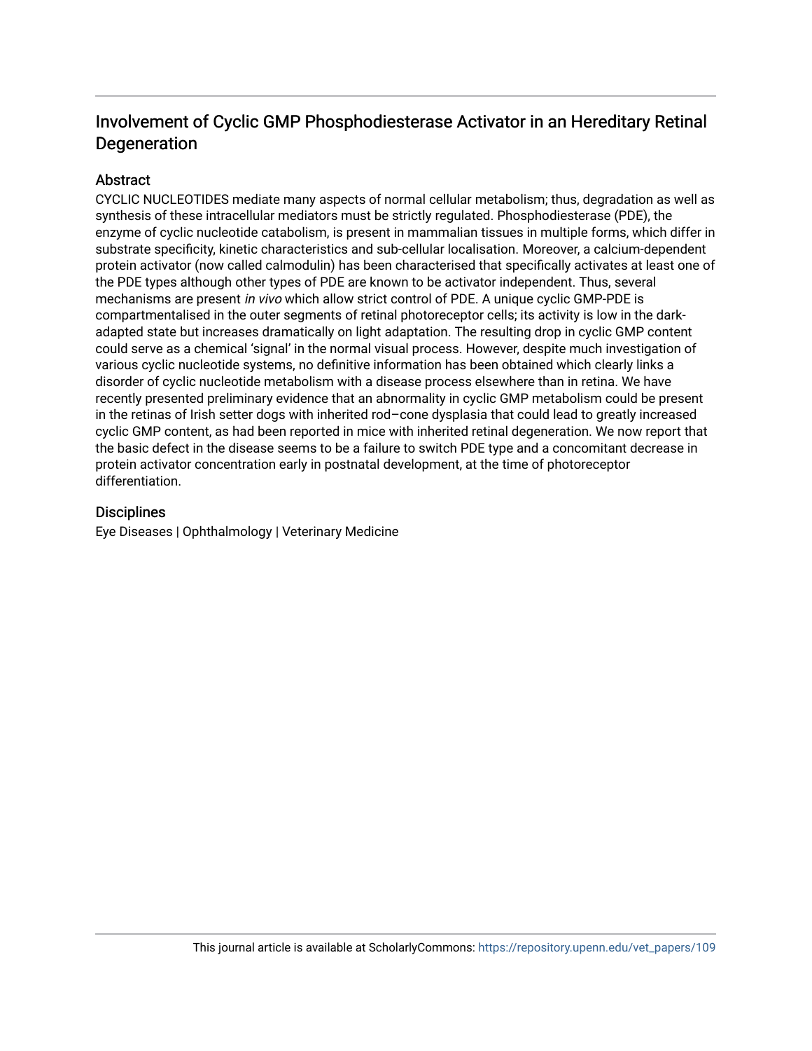# Involvement of Cyclic GMP Phosphodiesterase Activator in an Hereditary Retinal Degeneration

## Abstract

CYCLIC NUCLEOTIDES mediate many aspects of normal cellular metabolism; thus, degradation as well as synthesis of these intracellular mediators must be strictly regulated. Phosphodiesterase (PDE), the enzyme of cyclic nucleotide catabolism, is present in mammalian tissues in multiple forms, which differ in substrate specificity, kinetic characteristics and sub-cellular localisation. Moreover, a calcium-dependent protein activator (now called calmodulin) has been characterised that specifically activates at least one of the PDE types although other types of PDE are known to be activator independent. Thus, several mechanisms are present *in vivo* which allow strict control of PDE. A unique cyclic GMP-PDE is compartmentalised in the outer segments of retinal photoreceptor cells; its activity is low in the dark-adapted state but increases dramatically on light adaptation. The resulting drop in cyclic GMP content could serve as a chemical 'signal' in the normal visual process. However, despite much investigation of various cyclic nucleotide systems, no definitive information has been obtained which clearly links a disorder of cyclic nucleotide metabolism with a disease process elsewhere than in retina. We have recently presented preliminary evidence that an abnormality in cyclic GMP metabolism could be present in the retinas of Irish setter dogs with inherited rod–cone dysplasia that could lead to greatly increased cyclic GMP content, as had been reported in mice with inherited retinal degeneration. We now report that the basic defect in the disease seems to be a failure to switch PDE type and a concomitant decrease in protein activator concentration early in postnatal development, at the time of photoreceptor differentiation.

## Disciplines

Eye Diseases | Ophthalmology | Veterinary Medicine

This journal article is available at ScholarlyCommons: https://repository.upenn.edu/vet_papers/109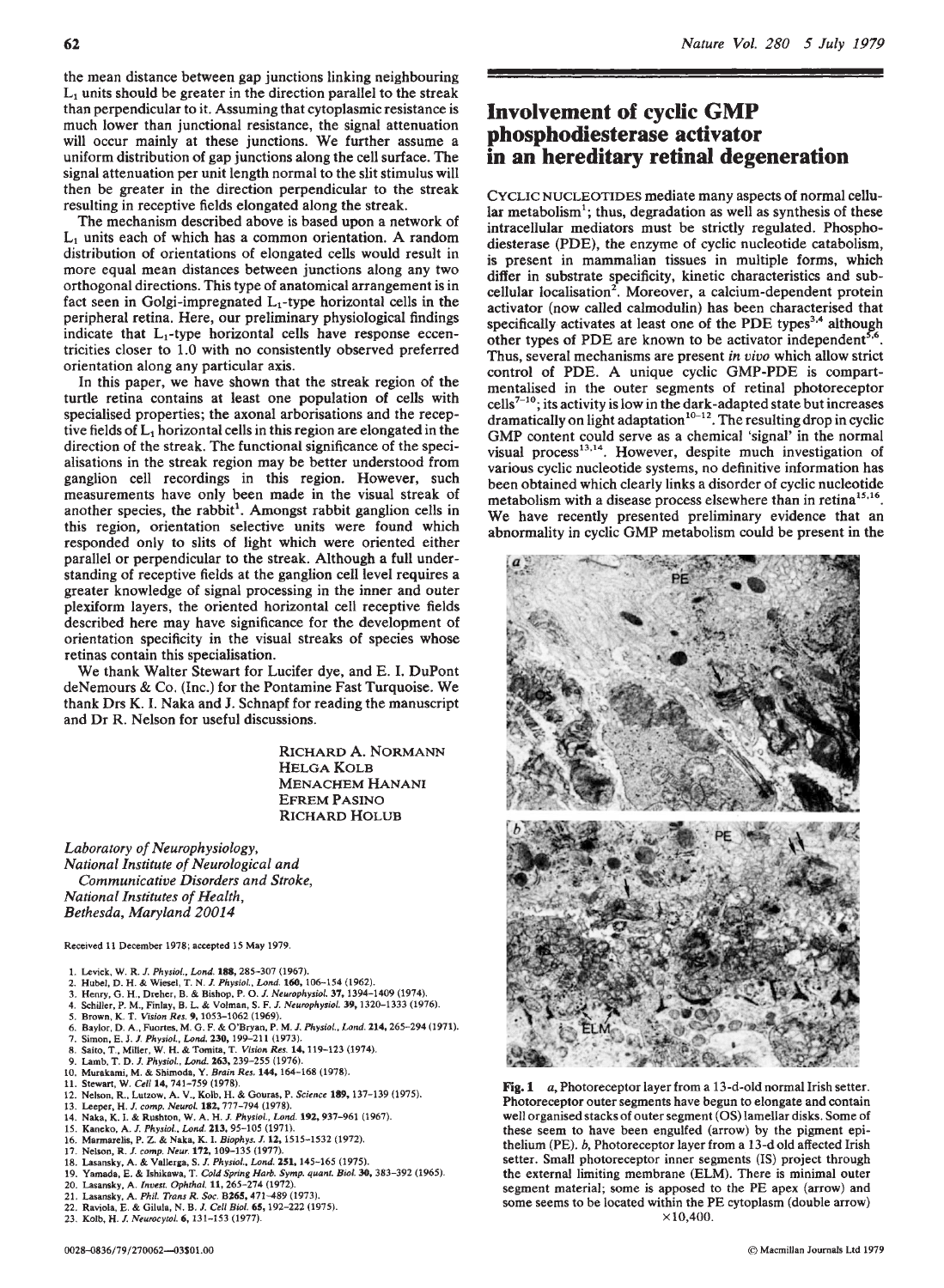the mean distance between gap junctions linking neighbouring $L_1$ units should be greater in the direction parallel to the streak than perpendicular to it. Assuming that cytoplasmic resistance is much lower than junctional resistance, the signal attenuation will occur mainly at these junctions. We further assume a uniform distribution of gap junctions along the cell surface. The signal attenuation per unit length normal to the slit stimulus will then be greater in the direction perpendicular to the streak resulting in receptive fields elongated along the streak.

The mechanism described above is based upon a network of $L_1$ units each of which has a common orientation. A random distribution of orientations of elongated cells would result in more equal mean distances between junctions along any two orthogonal directions. This type of anatomical arrangement is in fact seen in Golgi-impregnated $L_1$-type horizontal cells in the peripheral retina. Here, our preliminary physiological findings indicate that $L_1$-type horizontal cells have response eccentricities closer to 1.0 with no consistently observed preferred orientation along any particular axis.

In this paper, we have shown that the streak region of the turtle retina contains at least one population of cells with specialised properties; the axonal arborisations and the receptive fields of $L_1$ horizontal cells in this region are elongated in the direction of the streak. The functional significance of the specialisations in the streak region may be better understood from ganglion cell recordings in this region. However, such measurements have only been made in the visual streak of another species, the rabbit[1]. Amongst rabbit ganglion cells in this region, orientation selective units were found which responded only to slits of light which were oriented either parallel or perpendicular to the streak. Although a full understanding of receptive fields at the ganglion cell level requires a greater knowledge of signal processing in the inner and outer plexiform layers, the oriented horizontal cell receptive fields described here may have significance for the development of orientation specificity in the visual streaks of species whose retinas contain this specialisation.

We thank Walter Stewart for Lucifer dye, and E. I. DuPont deNemours & Co. (Inc.) for the Pontamine Fast Turquoise. We thank Drs K. I. Naka and J. Schnapf for reading the manuscript and Dr R. Nelson for useful discussions.

RICHARD A. NORMANN
HELGA KOLB
MENACHEM HANANI
EFREM PASINO
RICHARD HOLUB

*Laboratory of Neurophysiology,*
*National Institute of Neurological and Communicative Disorders and Stroke,*
*National Institutes of Health,*
*Bethesda, Maryland 20014*

Received 11 December 1978; accepted 15 May 1979.

1. Levick, W. R. *J. Physiol., Lond.* **188,** 285–307 (1967).
2. Hubel, D. H. & Wiesel, T. N. *J. Physiol., Lond.* **160,** 106–154 (1962).
3. Henry, G. H., Dreher, B. & Bishop, P. O. *J. Neurophysiol.* **37,** 1394–1409 (1974).
4. Schiller, P. M., Finlay, B. L. & Volman, S. F. *J. Neurophysiol.* **39,** 1320–1333 (1976).
5. Brown, K. T. *Vision Res.* **9,** 1053–1062 (1969).
6. Baylor, D. A., Fuortes, M. G. F. & O'Bryan, P. M. *J. Physiol., Lond.* **214,** 265–294 (1971).
7. Simon, E. J. *J. Physiol., Lond.* **230,** 199–211 (1973).
8. Saito, T., Miller, W. H. & Tomita, T. *Vision Res.* **14,** 119–123 (1974).
9. Lamb, T. D. *J. Physiol., Lond.* **263,** 239–255 (1976).
10. Murakami, M. & Shimoda, Y. *Brain Res.* **144,** 164–168 (1978).
11. Stewart, W. *Cell* **14,** 741–759 (1978).
12. Nelson, R., Lutzow, A. V., Kolb, H. & Gouras, P. *Science* **189,** 137–139 (1975).
13. Leeper, H. *J. comp. Neurol.* **182,** 777–794 (1978).
14. Naka, K. I. & Rushton, W. A. H. *J. Physiol., Lond.* **192,** 937–961 (1967).
15. Kaneko, A. *J. Physiol., Lond.* **213,** 95–105 (1971).
16. Marmarelis, P. Z. & Naka, K. I. *Biophys. J.* **12,** 1515–1532 (1972).
17. Nelson, R. *J. comp. Neur.* **172,** 109–135 (1977).
18. Lasansky, A. & Vallerga, S. *J. Physiol., Lond.* **251,** 145–165 (1975).
19. Yamada, E. & Ishikawa, T. *Cold Spring Harb. Symp. quant. Biol.* **30,** 383–392 (1965).
20. Lasansky, A. *Invest. Ophthal.* **11,** 265–274 (1972).
21. Lasansky, A. *Phil. Trans. R. Soc.* **B265,** 471–489 (1973).
22. Raviola, E. & Gilula, N. B. *J. Cell Biol.* **65,** 192–222 (1975).
23. Kolb, H. *J. Neurocytol.* **6,** 131–153 (1977).

# Involvement of cyclic GMP phosphodiesterase activator in an hereditary retinal degeneration

CYCLIC NUCLEOTIDES mediate many aspects of normal cellular metabolism[1]; thus, degradation as well as synthesis of these intracellular mediators must be strictly regulated. Phosphodiesterase (PDE), the enzyme of cyclic nucleotide catabolism, is present in mammalian tissues in multiple forms, which differ in substrate specificity, kinetic characteristics and subcellular localisation[2]. Moreover, a calcium-dependent protein activator (now called calmodulin) has been characterised that specifically activates at least one of the PDE types[3,4] although other types of PDE are known to be activator independent[5,6]. Thus, several mechanisms are present *in vivo* which allow strict control of PDE. A unique cyclic GMP-PDE is compartmentalised in the outer segments of retinal photoreceptor cells[7–10]; its activity is low in the dark-adapted state but increases dramatically on light adaptation[10–12]. The resulting drop in cyclic GMP content could serve as a chemical 'signal' in the normal visual process[13,14]. However, despite much investigation of various cyclic nucleotide systems, no definitive information has been obtained which clearly links a disorder of cyclic nucleotide metabolism with a disease process elsewhere than in retina[15,16]. We have recently presented preliminary evidence that an abnormality in cyclic GMP metabolism could be present in the

**Fig. 1** *a*, Photoreceptor layer from a 13-d-old normal Irish setter. Photoreceptor outer segments have begun to elongate and contain well organised stacks of outer segment (OS) lamellar disks. Some of these seem to have been engulfed (arrow) by the pigment epithelium (PE). *b*, Photoreceptor layer from a 13-d old affected Irish setter. Small photoreceptor inner segments (IS) project through the external limiting membrane (ELM). There is minimal outer segment material; some is apposed to the PE apex (arrow) and some seems to be located within the PE cytoplasm (double arrow) ×10,400.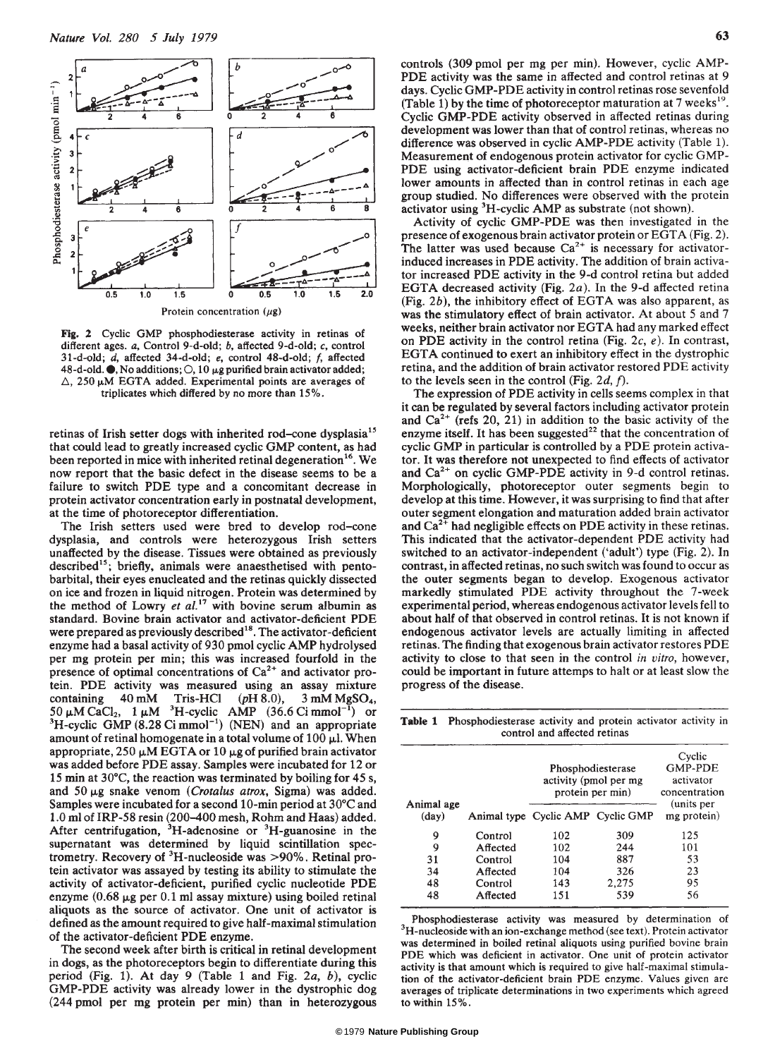Fig. 2 Cyclic GMP phosphodiesterase activity in retinas of different ages. *a*, Control 9-d-old; *b*, affected 9-d-old; *c*, control 31-d-old; *d*, affected 34-d-old; *e*, control 48-d-old; *f*, affected 48-d-old. ●, No additions; ○, 10 μg purified brain activator added; △, 250 μM EGTA added. Experimental points are averages of triplicates which differed by no more than 15%.

retinas of Irish setter dogs with inherited rod–cone dysplasia[15] that could lead to greatly increased cyclic GMP content, as had been reported in mice with inherited retinal degeneration[16]. We now report that the basic defect in the disease seems to be a failure to switch PDE type and a concomitant decrease in protein activator concentration early in postnatal development, at the time of photoreceptor differentiation.

The Irish setters used were bred to develop rod–cone dysplasia, and controls were heterozygous Irish setters unaffected by the disease. Tissues were obtained as previously described[15]; briefly, animals were anaesthetised with pentobarbital, their eyes enucleated and the retinas quickly dissected on ice and frozen in liquid nitrogen. Protein was determined by the method of Lowry *et al.*[17] with bovine serum albumin as standard. Bovine brain activator and activator-deficient PDE were prepared as previously described[18]. The activator-deficient enzyme had a basal activity of 930 pmol cyclic AMP hydrolysed per mg protein per min; this was increased fourfold in the presence of optimal concentrations of $Ca^{2+}$ and activator protein. PDE activity was measured using an assay mixture containing 40 mM Tris-HCl (pH 8.0), 3 mM $MgSO_4$, 50 μM $CaCl_2$, 1 μM $^3$H-cyclic AMP (36.6 Ci mmol$^{-1}$) or $^3$H-cyclic GMP (8.28 Ci mmol$^{-1}$) (NEN) and an appropriate amount of retinal homogenate in a total volume of 100 μl. When appropriate, 250 μM EGTA or 10 μg of purified brain activator was added before PDE assay. Samples were incubated for 12 or 15 min at 30°C, the reaction was terminated by boiling for 45 s, and 50 μg snake venom (*Crotalus atrox*, Sigma) was added. Samples were incubated for a second 10-min period at 30°C and 1.0 ml of IRP-58 resin (200–400 mesh, Rohm and Haas) added. After centrifugation, $^3$H-adenosine or $^3$H-guanosine in the supernatant was determined by liquid scintillation spectrometry. Recovery of $^3$H-nucleoside was >90%. Retinal protein activator was assayed by testing its ability to stimulate the activity of activator-deficient, purified cyclic nucleotide PDE enzyme (0.68 μg per 0.1 ml assay mixture) using boiled retinal aliquots as the source of activator. One unit of activator is defined as the amount required to give half-maximal stimulation of the activator-deficient PDE enzyme.

The second week after birth is critical in retinal development in dogs, as the photoreceptors begin to differentiate during this period (Fig. 1). At day 9 (Table 1 and Fig. 2*a*, *b*), cyclic GMP-PDE activity was already lower in the dystrophic dog (244 pmol per mg protein per min) than in heterozygous controls (309 pmol per mg per min). However, cyclic AMP-PDE activity was the same in affected and control retinas at 9 days. Cyclic GMP-PDE activity in control retinas rose sevenfold (Table 1) by the time of photoreceptor maturation at 7 weeks[19]. Cyclic GMP-PDE activity observed in affected retinas during development was lower than that of control retinas, whereas no difference was observed in cyclic AMP-PDE activity (Table 1). Measurement of endogenous protein activator for cyclic GMP-PDE using activator-deficient brain PDE enzyme indicated lower amounts in affected than in control retinas in each age group studied. No differences were observed with the protein activator using $^3$H-cyclic AMP as substrate (not shown).

Activity of cyclic GMP-PDE was then investigated in the presence of exogenous brain activator protein or EGTA (Fig. 2). The latter was used because $Ca^{2+}$ is necessary for activator-induced increases in PDE activity. The addition of brain activator increased PDE activity in the 9-d control retina but added EGTA decreased activity (Fig. 2*a*). In the 9-d affected retina (Fig. 2*b*), the inhibitory effect of EGTA was also apparent, as was the stimulatory effect of brain activator. At about 5 and 7 weeks, neither brain activator nor EGTA had any marked effect on PDE activity in the control retina (Fig. 2*c*, *e*). In contrast, EGTA continued to exert an inhibitory effect in the dystrophic retina, and the addition of brain activator restored PDE activity to the levels seen in the control (Fig. 2*d*, *f*).

The expression of PDE activity in cells seems complex in that it can be regulated by several factors including activator protein and $Ca^{2+}$ (refs 20, 21) in addition to the basic activity of the enzyme itself. It has been suggested[22] that the concentration of cyclic GMP in particular is controlled by a PDE protein activator. It was therefore not unexpected to find effects of activator and $Ca^{2+}$ on cyclic GMP-PDE activity in 9-d control retinas. Morphologically, photoreceptor outer segments begin to develop at this time. However, it was surprising to find that after outer segment elongation and maturation added brain activator and $Ca^{2+}$ had negligible effects on PDE activity in these retinas. This indicated that the activator-dependent PDE activity had switched to an activator-independent ('adult') type (Fig. 2). In contrast, in affected retinas, no such switch was found to occur as the outer segments began to develop. Exogenous activator markedly stimulated PDE activity throughout the 7-week experimental period, whereas endogenous activator levels fell to about half of that observed in control retinas. It is not known if endogenous activator levels are actually limiting in affected retinas. The finding that exogenous brain activator restores PDE activity to close to that seen in the control *in vitro*, however, could be important in future attemps to halt or at least slow the progress of the disease.

**Table 1** Phosphodiesterase activity and protein activator activity in control and affected retinas

| Animal age (day) | Animal type | Phosphodiesterase activity (pmol per mg protein per min) Cyclic AMP | Cyclic GMP | Cyclic GMP-PDE activator concentration (units per mg protein) |
|---|---|---|---|---|
| 9 | Control | 102 | 309 | 125 |
| 9 | Affected | 102 | 244 | 101 |
| 31 | Control | 104 | 887 | 53 |
| 34 | Affected | 104 | 326 | 23 |
| 48 | Control | 143 | 2,275 | 95 |
| 48 | Affected | 151 | 539 | 56 |

Phosphodiesterase activity was measured by determination of $^3$H-nucleoside with an ion-exchange method (see text). Protein activator was determined in boiled retinal aliquots using purified bovine brain PDE which was deficient in activator. One unit of protein activator activity is that amount which is required to give half-maximal stimulation of the activator-deficient brain PDE enzyme. Values given are averages of triplicate determinations in two experiments which agreed to within 15%.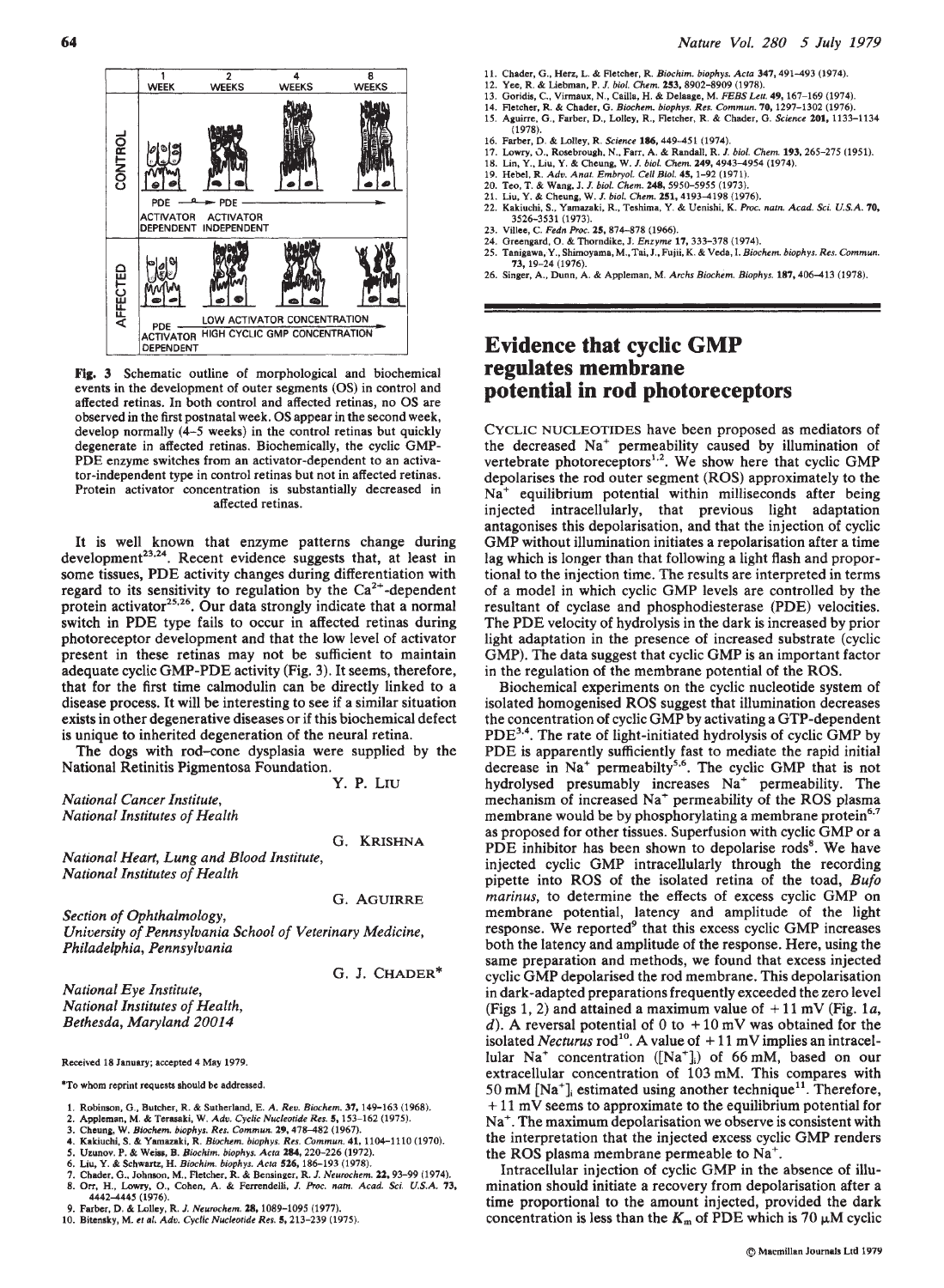1 WEEK

2 WEEKS

4 WEEKS

8 WEEKS

CONTROL

PDE —a→ PDE

ACTIVATOR DEPENDENT

ACTIVATOR INDEPENDENT

AFFECTED

PDE ACTIVATOR DEPENDENT

LOW ACTIVATOR CONCENTRATION

HIGH CYCLIC GMP CONCENTRATION

**Fig. 3** Schematic outline of morphological and biochemical events in the development of outer segments (OS) in control and affected retinas. In both control and affected retinas, no OS are observed in the first postnatal week. OS appear in the second week, develop normally (4–5 weeks) in the control retinas but quickly degenerate in affected retinas. Biochemically, the cyclic GMP-PDE enzyme switches from an activator-dependent to an activator-independent type in control retinas but not in affected retinas. Protein activator concentration is substantially decreased in affected retinas.

It is well known that enzyme patterns change during development[23,24]. Recent evidence suggests that, at least in some tissues, PDE activity changes during differentiation with regard to its sensitivity to regulation by the $Ca^{2+}$-dependent protein activator[25,26]. Our data strongly indicate that a normal switch in PDE type fails to occur in affected retinas during photoreceptor development and that the low level of activator present in these retinas may not be sufficient to maintain adequate cyclic GMP-PDE activity (Fig. 3). It seems, therefore, that for the first time calmodulin can be directly linked to a disease process. It will be interesting to see if a similar situation exists in other degenerative diseases or if this biochemical defect is unique to inherited degeneration of the neural retina.

The dogs with rod–cone dysplasia were supplied by the National Retinitis Pigmentosa Foundation.

Y. P. LIU

*National Cancer Institute, National Institutes of Health*

G. KRISHNA

*National Heart, Lung and Blood Institute, National Institutes of Health*

G. AGUIRRE

*Section of Ophthalmology, University of Pennsylvania School of Veterinary Medicine, Philadelphia, Pennsylvania*

G. J. CHADER*

*National Eye Institute, National Institutes of Health, Bethesda, Maryland 20014*

Received 18 January; accepted 4 May 1979.

*To whom reprint requests should be addressed.

1. Robinson, G., Butcher, R. & Sutherland, E. *A. Rev. Biochem.* **37**, 149–163 (1968).
2. Appleman, M. & Terasaki, W. *Adv. Cyclic Nucleotide Res.* **5**, 153–162 (1975).
3. Cheung, W. *Biochem. biophys. Res. Commun.* **29**, 478–482 (1967).
4. Kakiuchi, S. & Yamazaki, R. *Biochem. biophys. Res. Commun.* **41**, 1104–1110 (1970).
5. Uzunov, P. & Weiss, B. *Biochim. biophys. Acta* **284**, 220–226 (1972).
6. Liu, Y. & Schwartz, H. *Biochim. biophys. Acta* **526**, 186–193 (1978).
7. Chader, G., Johnson, M., Fletcher, R. & Bensinger, R. *J. Neurochem.* **22**, 93–99 (1974).
8. Orr, H., Lowry, O., Cohen, A. & Ferrendelli, J. *Proc. natn. Acad. Sci. U.S.A.* **73**, 4442–4445 (1976).
9. Farber, D. & Lolley, R. *J. Neurochem.* **28**, 1089–1095 (1977).
10. Bitensky, M. *et al. Adv. Cyclic Nucleotide Res.* **5**, 213–239 (1975).
11. Chader, G., Herz, L. & Fletcher, R. *Biochim. biophys. Acta* **347**, 491–493 (1974).
12. Yee, R. & Liebman, P. *J. biol. Chem.* **253**, 8902–8909 (1978).
13. Goridis, C., Virmaux, N., Cailla, H. & Delaage, M. *FEBS Lett.* **49**, 167–169 (1974).
14. Fletcher, R. & Chader, G. *Biochem. biophys. Res. Commun.* **70**, 1297–1302 (1976).
15. Aguirre, G., Farber, D., Lolley, R., Fletcher, R. & Chader, G. *Science* **201**, 1133–1134 (1978).
16. Farber, D. & Lolley, R. *Science* **186**, 449–451 (1974).
17. Lowry, O., Rosebrough, N., Farr, A. & Randall, R. *J. biol. Chem.* **193**, 265–275 (1951).
18. Lin, Y., Liu, Y. & Cheung, W. *J. biol. Chem.* **249**, 4943–4954 (1974).
19. Hebel, R. *Adv. Anat. Embryol. Cell Biol.* **45**, 1–92 (1971).
20. Teo, T. & Wang, J. *J. biol. Chem.* **248**, 5950–5955 (1973).
21. Liu, Y. & Cheung, W. *J. biol. Chem.* **251**, 4193–4198 (1976).
22. Kakiuchi, S., Yamazaki, R., Teshima, Y. & Uenishi, K. *Proc. natn. Acad. Sci. U.S.A.* **70**, 3526–3531 (1973).
23. Villee, C. *Fedn Proc.* **25**, 874–878 (1966).
24. Greengard, O. & Thorndike, J. *Enzyme* **17**, 333–378 (1974).
25. Tanigawa, Y., Shimoyama, M., Tai, J., Fujii, K. & Veda, I. *Biochem. biophys. Res. Commun.* **73**, 19–24 (1976).
26. Singer, A., Dunn, A. & Appleman, M. *Archs Biochem. Biophys.* **187**, 406–413 (1978).

# Evidence that cyclic GMP regulates membrane potential in rod photoreceptors

CYCLIC NUCLEOTIDES have been proposed as mediators of the decreased $Na^+$ permeability caused by illumination of vertebrate photoreceptors[1,2]. We show here that cyclic GMP depolarises the rod outer segment (ROS) approximately to the $Na^+$ equilibrium potential within milliseconds after being injected intracellularly, that previous light adaptation antagonises this depolarisation, and that the injection of cyclic GMP without illumination initiates a repolarisation after a time lag which is longer than that following a light flash and proportional to the injection time. The results are interpreted in terms of a model in which cyclic GMP levels are controlled by the resultant of cyclase and phosphodiesterase (PDE) velocities. The PDE velocity of hydrolysis in the dark is increased by prior light adaptation in the presence of increased substrate (cyclic GMP). The data suggest that cyclic GMP is an important factor in the regulation of the membrane potential of the ROS.

Biochemical experiments on the cyclic nucleotide system of isolated homogenised ROS suggest that illumination decreases the concentration of cyclic GMP by activating a GTP-dependent PDE[3,4]. The rate of light-initiated hydrolysis of cyclic GMP by PDE is apparently sufficiently fast to mediate the rapid initial decrease in $Na^+$ permeabilty[5,6]. The cyclic GMP that is not hydrolysed presumably increases $Na^+$ permeability. The mechanism of increased $Na^+$ permeability of the ROS plasma membrane would be by phosphorylating a membrane protein[6,7] as proposed for other tissues. Superfusion with cyclic GMP or a PDE inhibitor has been shown to depolarise rods[8]. We have injected cyclic GMP intracellularly through the recording pipette into ROS of the isolated retina of the toad, *Bufo marinus*, to determine the effects of excess cyclic GMP on membrane potential, latency and amplitude of the light response. We reported[9] that this excess cyclic GMP increases both the latency and amplitude of the response. Here, using the same preparation and methods, we found that excess injected cyclic GMP depolarised the rod membrane. This depolarisation in dark-adapted preparations frequently exceeded the zero level (Figs 1, 2) and attained a maximum value of +11 mV (Fig. 1*a*, *d*). A reversal potential of 0 to +10 mV was obtained for the isolated *Necturus* rod[10]. A value of +11 mV implies an intracellular $Na^+$ concentration ($[Na^+]_i$) of 66 mM, based on our extracellular concentration of 103 mM. This compares with 50 mM $[Na^+]_i$ estimated using another technique[11]. Therefore, +11 mV seems to approximate to the equilibrium potential for $Na^+$. The maximum depolarisation we observe is consistent with the interpretation that the injected excess cyclic GMP renders the ROS plasma membrane permeable to $Na^+$.

Intracellular injection of cyclic GMP in the absence of illumination should initiate a recovery from depolarisation after a time proportional to the amount injected, provided the dark concentration is less than the $K_m$ of PDE which is 70 μM cyclic